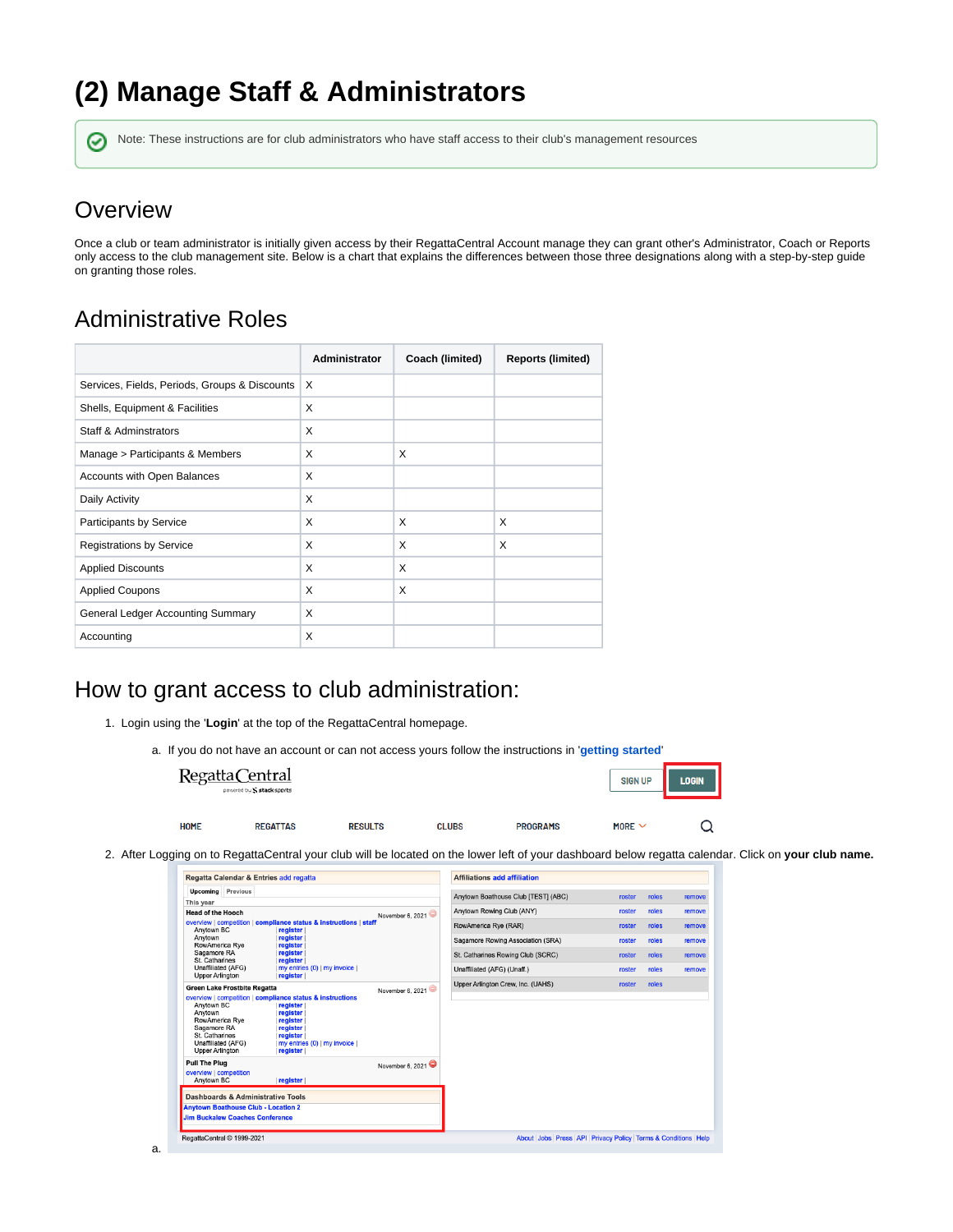# (2) Manage Staff & Administrators

Note: These instructions are for club administrators who have staff access to their club's management resources

## Overview

Once a club or team administrator is initially given access by their RegattaCentral Account manage they can grant other's Administrator, Coach or Reports only access to the club management site. Below is a chart that explains the differences between those three designations along with a step-by-step guide on granting those roles.

## Administrative Roles

| | Administrator | Coach (limited) | Reports (limited) |
|---|---|---|---|
| Services, Fields, Periods, Groups & Discounts | X | | |
| Shells, Equipment & Facilities | X | | |
| Staff & Adminstrators | X | | |
| Manage > Participants & Members | X | X | |
| Accounts with Open Balances | X | | |
| Daily Activity | X | | |
| Participants by Service | X | X | X |
| Registrations by Service | X | X | X |
| Applied Discounts | X | X | |
| Applied Coupons | X | X | |
| General Ledger Accounting Summary | X | | |
| Accounting | X | | |

## How to grant access to club administration:

1. Login using the '**Login**' at the top of the RegattaCentral homepage.
   a. If you do not have an account or can not access yours follow the instructions in '**getting started**'
2. After Logging on to RegattaCentral your club will be located on the lower left of your dashboard below regatta calendar. Click on **your club name.**
   a.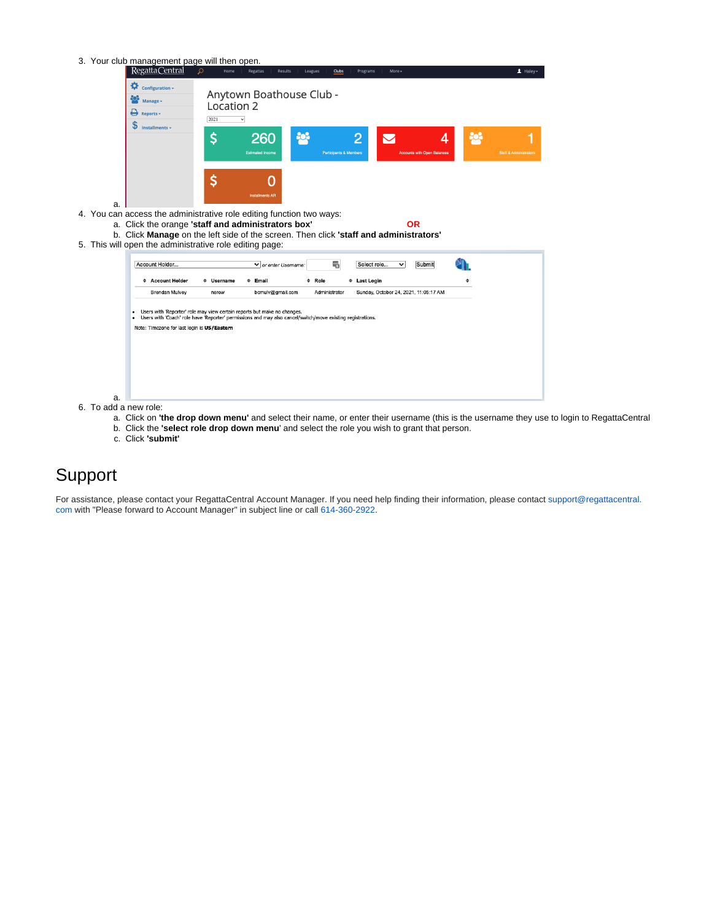3. Your club management page will then open.
    a.
4. You can access the administrative role editing function two ways:
    a. Click the orange **'staff and administrators box'** **OR**
    b. Click **Manage** on the left side of the screen. Then click **'staff and administrators'**
5. This will open the administrative role editing page:
    a.
6. To add a new role:
    a. Click on **'the drop down menu'** and select their name, or enter their username (this is the username they use to login to RegattaCentral
    b. Click the **'select role drop down menu**' and select the role you wish to grant that person.
    c. Click **'submit'**

# Support

For assistance, please contact your RegattaCentral Account Manager. If you need help finding their information, please contact support@regattacentral.com with "Please forward to Account Manager" in subject line or call 614-360-2922.